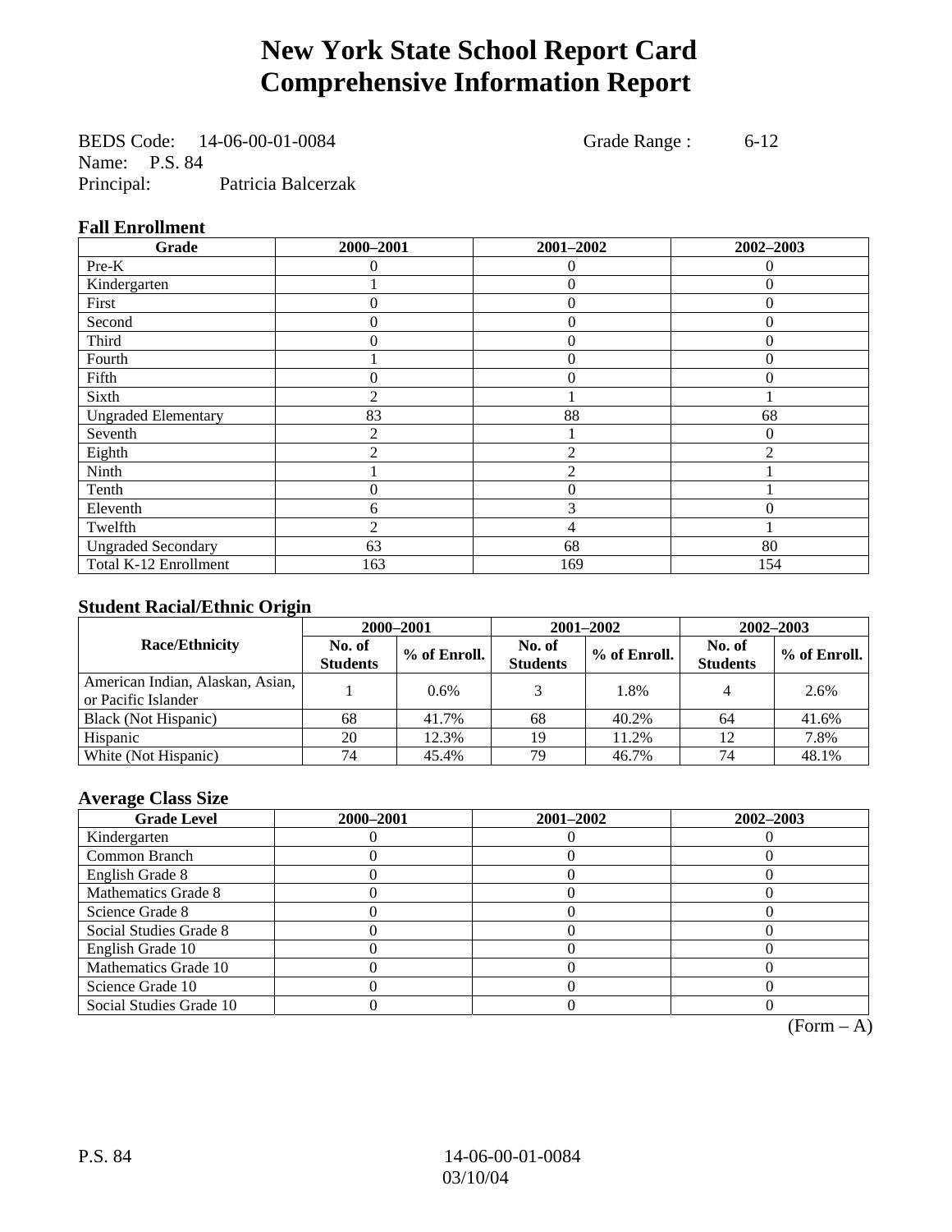# New York State School Report Card
# Comprehensive Information Report

BEDS Code: 14-06-00-01-0084 Grade Range : 6-12
Name: P.S. 84
Principal: Patricia Balcerzak

### Fall Enrollment

| Grade | 2000–2001 | 2001–2002 | 2002–2003 |
|---|---|---|---|
| Pre-K | 0 | 0 | 0 |
| Kindergarten | 1 | 0 | 0 |
| First | 0 | 0 | 0 |
| Second | 0 | 0 | 0 |
| Third | 0 | 0 | 0 |
| Fourth | 1 | 0 | 0 |
| Fifth | 0 | 0 | 0 |
| Sixth | 2 | 1 | 1 |
| Ungraded Elementary | 83 | 88 | 68 |
| Seventh | 2 | 1 | 0 |
| Eighth | 2 | 2 | 2 |
| Ninth | 1 | 2 | 1 |
| Tenth | 0 | 0 | 1 |
| Eleventh | 6 | 3 | 0 |
| Twelfth | 2 | 4 | 1 |
| Ungraded Secondary | 63 | 68 | 80 |
| Total K-12 Enrollment | 163 | 169 | 154 |

### Student Racial/Ethnic Origin

| Race/Ethnicity | 2000–2001 | | 2001–2002 | | 2002–2003 | |
|---|---|---|---|---|---|---|
| | No. of Students | % of Enroll. | No. of Students | % of Enroll. | No. of Students | % of Enroll. |
| American Indian, Alaskan, Asian, or Pacific Islander | 1 | 0.6% | 3 | 1.8% | 4 | 2.6% |
| Black (Not Hispanic) | 68 | 41.7% | 68 | 40.2% | 64 | 41.6% |
| Hispanic | 20 | 12.3% | 19 | 11.2% | 12 | 7.8% |
| White (Not Hispanic) | 74 | 45.4% | 79 | 46.7% | 74 | 48.1% |

### Average Class Size

| Grade Level | 2000–2001 | 2001–2002 | 2002–2003 |
|---|---|---|---|
| Kindergarten | 0 | 0 | 0 |
| Common Branch | 0 | 0 | 0 |
| English Grade 8 | 0 | 0 | 0 |
| Mathematics Grade 8 | 0 | 0 | 0 |
| Science Grade 8 | 0 | 0 | 0 |
| Social Studies Grade 8 | 0 | 0 | 0 |
| English Grade 10 | 0 | 0 | 0 |
| Mathematics Grade 10 | 0 | 0 | 0 |
| Science Grade 10 | 0 | 0 | 0 |
| Social Studies Grade 10 | 0 | 0 | 0 |

(Form – A)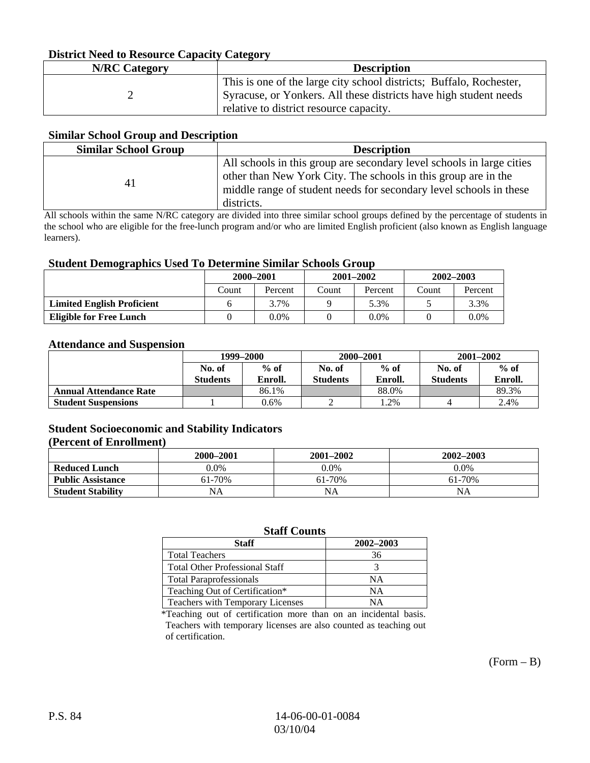### District Need to Resource Capacity Category

| N/RC Category | Description |
|---|---|
| 2 | This is one of the large city school districts; Buffalo, Rochester, Syracuse, or Yonkers. All these districts have high student needs relative to district resource capacity. |

### Similar School Group and Description

| Similar School Group | Description |
|---|---|
| 41 | All schools in this group are secondary level schools in large cities other than New York City. The schools in this group are in the middle range of student needs for secondary level schools in these districts. |

All schools within the same N/RC category are divided into three similar school groups defined by the percentage of students in the school who are eligible for the free-lunch program and/or who are limited English proficient (also known as English language learners).

### Student Demographics Used To Determine Similar Schools Group

| | 2000–2001 | | 2001–2002 | | 2002–2003 | |
|---|---|---|---|---|---|---|
| | Count | Percent | Count | Percent | Count | Percent |
| **Limited English Proficient** | 6 | 3.7% | 9 | 5.3% | 5 | 3.3% |
| **Eligible for Free Lunch** | 0 | 0.0% | 0 | 0.0% | 0 | 0.0% |

### Attendance and Suspension

| | 1999–2000 | | 2000–2001 | | 2001–2002 | |
|---|---|---|---|---|---|---|
| | No. of Students | % of Enroll. | No. of Students | % of Enroll. | No. of Students | % of Enroll. |
| **Annual Attendance Rate** | | 86.1% | | 88.0% | | 89.3% |
| **Student Suspensions** | 1 | 0.6% | 2 | 1.2% | 4 | 2.4% |

### Student Socioeconomic and Stability Indicators (Percent of Enrollment)

| | 2000–2001 | 2001–2002 | 2002–2003 |
|---|---|---|---|
| **Reduced Lunch** | 0.0% | 0.0% | 0.0% |
| **Public Assistance** | 61-70% | 61-70% | 61-70% |
| **Student Stability** | NA | NA | NA |

### Staff Counts

| Staff | 2002–2003 |
|---|---|
| Total Teachers | 36 |
| Total Other Professional Staff | 3 |
| Total Paraprofessionals | NA |
| Teaching Out of Certification* | NA |
| Teachers with Temporary Licenses | NA |

*Teaching out of certification more than on an incidental basis. Teachers with temporary licenses are also counted as teaching out of certification.

(Form – B)

P.S. 84 14-06-00-01-0084 03/10/04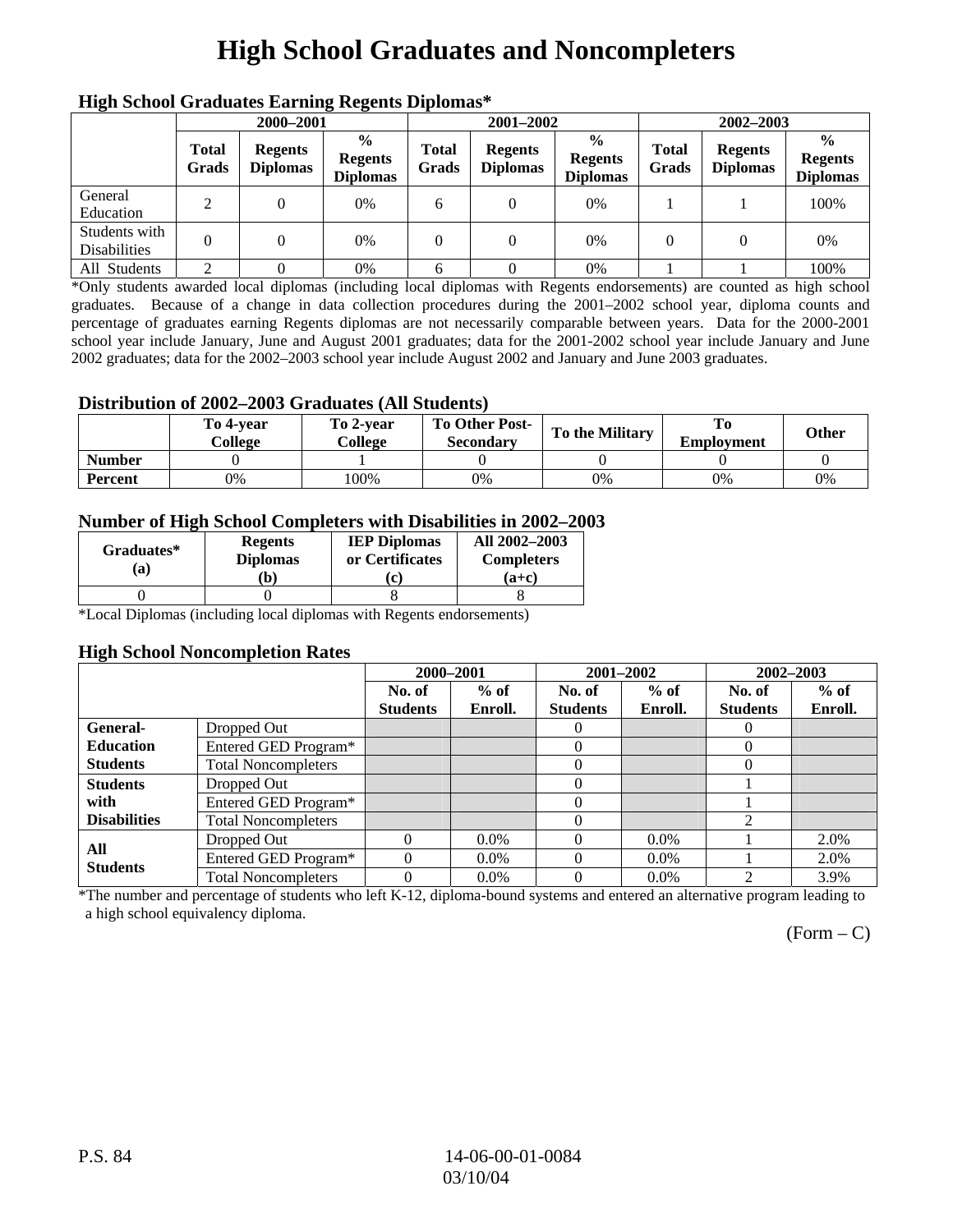# High School Graduates and Noncompleters

### High School Graduates Earning Regents Diplomas*

| | 2000–2001 | | | 2001–2002 | | | 2002–2003 | | |
|---|---|---|---|---|---|---|---|---|---|
| | Total Grads | Regents Diplomas | % Regents Diplomas | Total Grads | Regents Diplomas | % Regents Diplomas | Total Grads | Regents Diplomas | % Regents Diplomas |
| General Education | 2 | 0 | 0% | 6 | 0 | 0% | 1 | 1 | 100% |
| Students with Disabilities | 0 | 0 | 0% | 0 | 0 | 0% | 0 | 0 | 0% |
| All Students | 2 | 0 | 0% | 6 | 0 | 0% | 1 | 1 | 100% |

*Only students awarded local diplomas (including local diplomas with Regents endorsements) are counted as high school graduates. Because of a change in data collection procedures during the 2001–2002 school year, diploma counts and percentage of graduates earning Regents diplomas are not necessarily comparable between years. Data for the 2000-2001 school year include January, June and August 2001 graduates; data for the 2001-2002 school year include January and June 2002 graduates; data for the 2002–2003 school year include August 2002 and January and June 2003 graduates.

### Distribution of 2002–2003 Graduates (All Students)

| | To 4-year College | To 2-year College | To Other Post-Secondary | To the Military | To Employment | Other |
|---|---|---|---|---|---|---|
| Number | 0 | 1 | 0 | 0 | 0 | 0 |
| Percent | 0% | 100% | 0% | 0% | 0% | 0% |

### Number of High School Completers with Disabilities in 2002–2003

| Graduates* (a) | Regents Diplomas (b) | IEP Diplomas or Certificates (c) | All 2002–2003 Completers (a+c) |
|---|---|---|---|
| 0 | 0 | 8 | 8 |

*Local Diplomas (including local diplomas with Regents endorsements)

### High School Noncompletion Rates

| | | 2000–2001 | | 2001–2002 | | 2002–2003 | |
|---|---|---|---|---|---|---|---|
| | | No. of Students | % of Enroll. | No. of Students | % of Enroll. | No. of Students | % of Enroll. |
| General-Education Students | Dropped Out | | | 0 | | 0 | |
| | Entered GED Program* | | | 0 | | 0 | |
| | Total Noncompleters | | | 0 | | 0 | |
| Students with Disabilities | Dropped Out | | | 0 | | 1 | |
| | Entered GED Program* | | | 0 | | 1 | |
| | Total Noncompleters | | | 0 | | 2 | |
| All Students | Dropped Out | 0 | 0.0% | 0 | 0.0% | 1 | 2.0% |
| | Entered GED Program* | 0 | 0.0% | 0 | 0.0% | 1 | 2.0% |
| | Total Noncompleters | 0 | 0.0% | 0 | 0.0% | 2 | 3.9% |

*The number and percentage of students who left K-12, diploma-bound systems and entered an alternative program leading to a high school equivalency diploma.

(Form – C)

P.S. 84 14-06-00-01-0084 03/10/04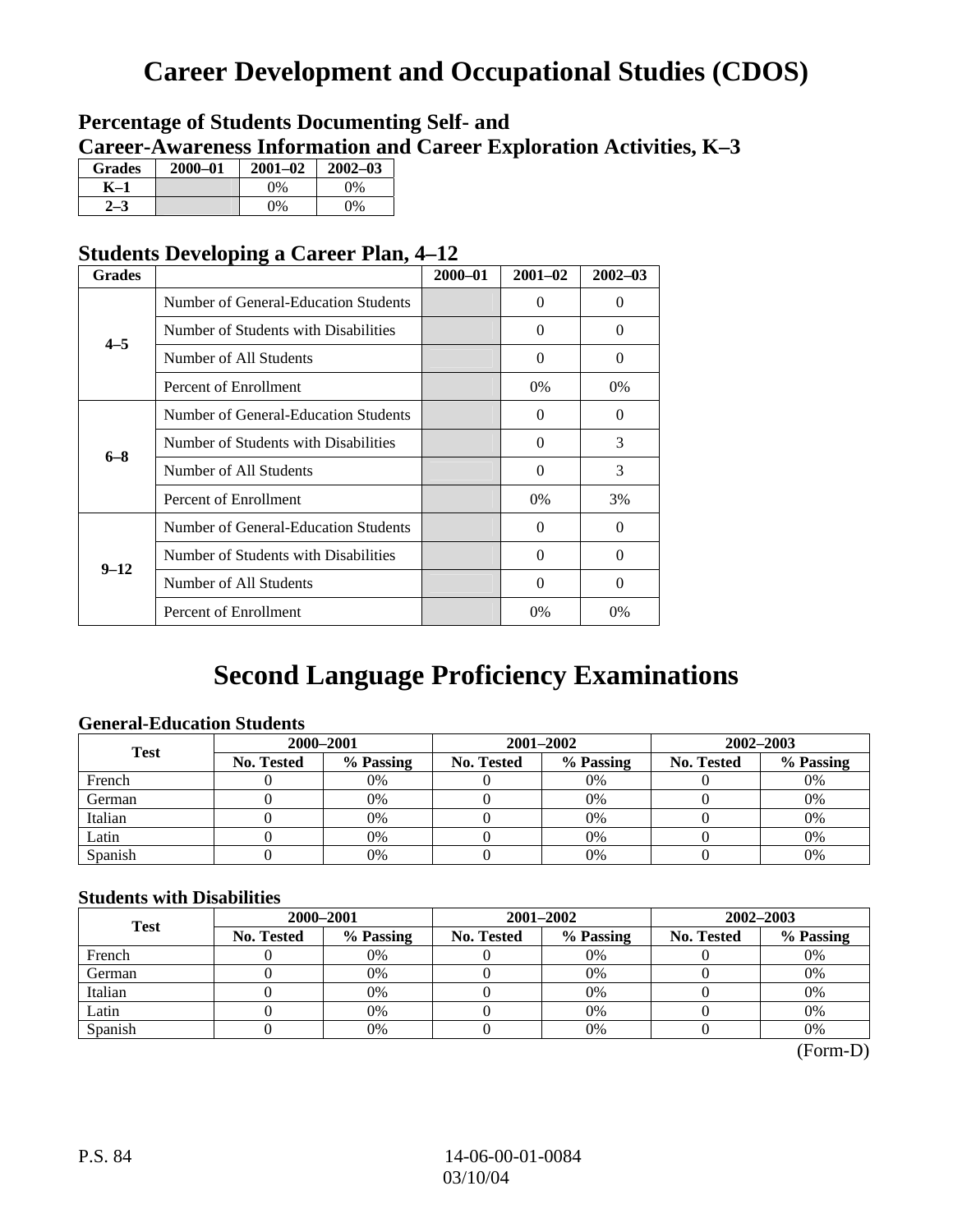# Career Development and Occupational Studies (CDOS)

## Percentage of Students Documenting Self- and Career-Awareness Information and Career Exploration Activities, K–3

| Grades | 2000–01 | 2001–02 | 2002–03 |
|---|---|---|---|
| K–1 | | 0% | 0% |
| 2–3 | | 0% | 0% |

## Students Developing a Career Plan, 4–12

| Grades | | 2000–01 | 2001–02 | 2002–03 |
|---|---|---|---|---|
| 4–5 | Number of General-Education Students | | 0 | 0 |
| | Number of Students with Disabilities | | 0 | 0 |
| | Number of All Students | | 0 | 0 |
| | Percent of Enrollment | | 0% | 0% |
| 6–8 | Number of General-Education Students | | 0 | 0 |
| | Number of Students with Disabilities | | 0 | 3 |
| | Number of All Students | | 0 | 3 |
| | Percent of Enrollment | | 0% | 3% |
| 9–12 | Number of General-Education Students | | 0 | 0 |
| | Number of Students with Disabilities | | 0 | 0 |
| | Number of All Students | | 0 | 0 |
| | Percent of Enrollment | | 0% | 0% |

# Second Language Proficiency Examinations

### General-Education Students

| Test | 2000–2001 | | 2001–2002 | | 2002–2003 | |
|---|---|---|---|---|---|---|
| | No. Tested | % Passing | No. Tested | % Passing | No. Tested | % Passing |
| French | 0 | 0% | 0 | 0% | 0 | 0% |
| German | 0 | 0% | 0 | 0% | 0 | 0% |
| Italian | 0 | 0% | 0 | 0% | 0 | 0% |
| Latin | 0 | 0% | 0 | 0% | 0 | 0% |
| Spanish | 0 | 0% | 0 | 0% | 0 | 0% |

### Students with Disabilities

| Test | 2000–2001 | | 2001–2002 | | 2002–2003 | |
|---|---|---|---|---|---|---|
| | No. Tested | % Passing | No. Tested | % Passing | No. Tested | % Passing |
| French | 0 | 0% | 0 | 0% | 0 | 0% |
| German | 0 | 0% | 0 | 0% | 0 | 0% |
| Italian | 0 | 0% | 0 | 0% | 0 | 0% |
| Latin | 0 | 0% | 0 | 0% | 0 | 0% |
| Spanish | 0 | 0% | 0 | 0% | 0 | 0% |

(Form-D)

P.S. 84

14-06-00-01-0084
03/10/04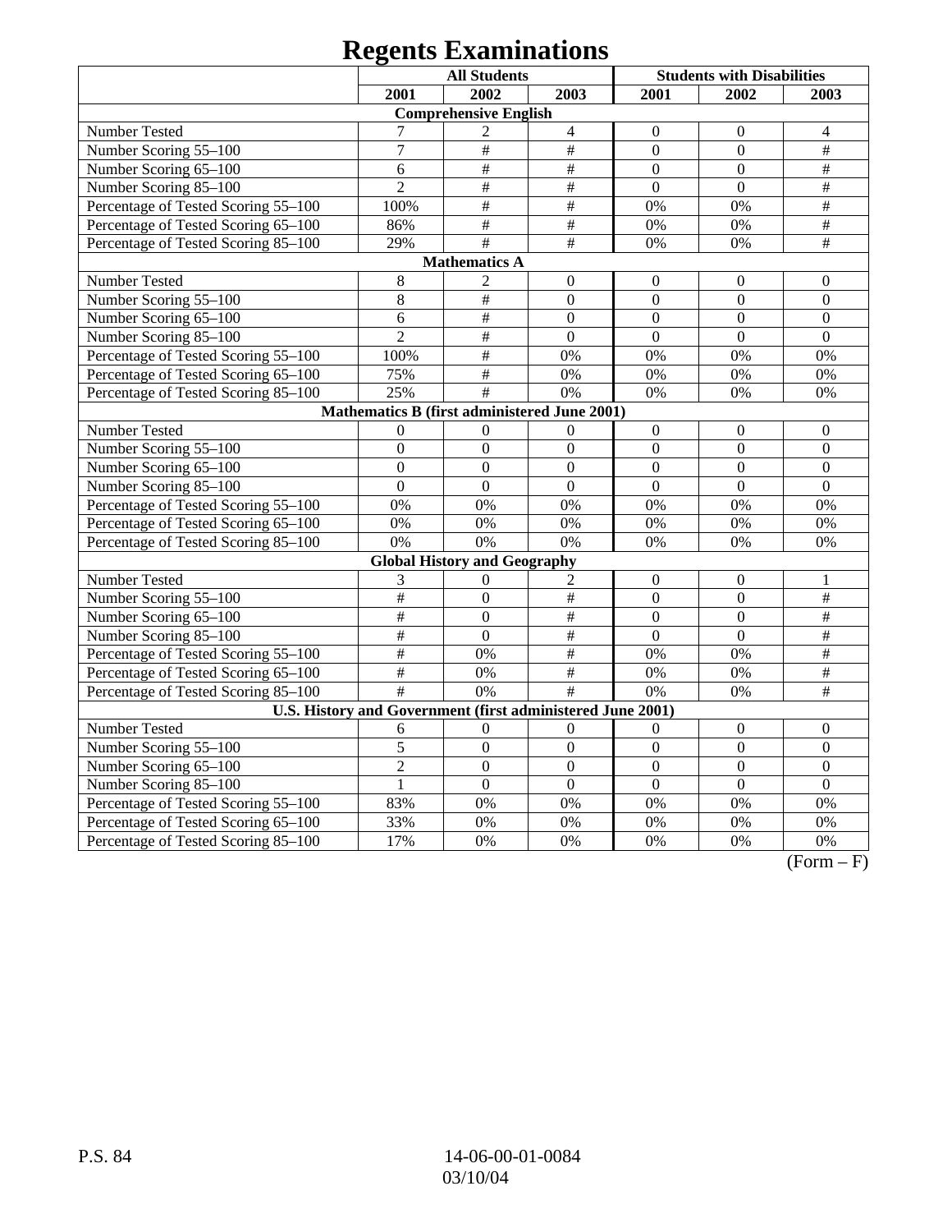# Regents Examinations

| | All Students | | | Students with Disabilities | | |
|---|---|---|---|---|---|---|
| | 2001 | 2002 | 2003 | 2001 | 2002 | 2003 |
| **Comprehensive English** | | | | | | |
| Number Tested | 7 | 2 | 4 | 0 | 0 | 4 |
| Number Scoring 55–100 | 7 | # | # | 0 | 0 | # |
| Number Scoring 65–100 | 6 | # | # | 0 | 0 | # |
| Number Scoring 85–100 | 2 | # | # | 0 | 0 | # |
| Percentage of Tested Scoring 55–100 | 100% | # | # | 0% | 0% | # |
| Percentage of Tested Scoring 65–100 | 86% | # | # | 0% | 0% | # |
| Percentage of Tested Scoring 85–100 | 29% | # | # | 0% | 0% | # |
| **Mathematics A** | | | | | | |
| Number Tested | 8 | 2 | 0 | 0 | 0 | 0 |
| Number Scoring 55–100 | 8 | # | 0 | 0 | 0 | 0 |
| Number Scoring 65–100 | 6 | # | 0 | 0 | 0 | 0 |
| Number Scoring 85–100 | 2 | # | 0 | 0 | 0 | 0 |
| Percentage of Tested Scoring 55–100 | 100% | # | 0% | 0% | 0% | 0% |
| Percentage of Tested Scoring 65–100 | 75% | # | 0% | 0% | 0% | 0% |
| Percentage of Tested Scoring 85–100 | 25% | # | 0% | 0% | 0% | 0% |
| **Mathematics B (first administered June 2001)** | | | | | | |
| Number Tested | 0 | 0 | 0 | 0 | 0 | 0 |
| Number Scoring 55–100 | 0 | 0 | 0 | 0 | 0 | 0 |
| Number Scoring 65–100 | 0 | 0 | 0 | 0 | 0 | 0 |
| Number Scoring 85–100 | 0 | 0 | 0 | 0 | 0 | 0 |
| Percentage of Tested Scoring 55–100 | 0% | 0% | 0% | 0% | 0% | 0% |
| Percentage of Tested Scoring 65–100 | 0% | 0% | 0% | 0% | 0% | 0% |
| Percentage of Tested Scoring 85–100 | 0% | 0% | 0% | 0% | 0% | 0% |
| **Global History and Geography** | | | | | | |
| Number Tested | 3 | 0 | 2 | 0 | 0 | 1 |
| Number Scoring 55–100 | # | 0 | # | 0 | 0 | # |
| Number Scoring 65–100 | # | 0 | # | 0 | 0 | # |
| Number Scoring 85–100 | # | 0 | # | 0 | 0 | # |
| Percentage of Tested Scoring 55–100 | # | 0% | # | 0% | 0% | # |
| Percentage of Tested Scoring 65–100 | # | 0% | # | 0% | 0% | # |
| Percentage of Tested Scoring 85–100 | # | 0% | # | 0% | 0% | # |
| **U.S. History and Government (first administered June 2001)** | | | | | | |
| Number Tested | 6 | 0 | 0 | 0 | 0 | 0 |
| Number Scoring 55–100 | 5 | 0 | 0 | 0 | 0 | 0 |
| Number Scoring 65–100 | 2 | 0 | 0 | 0 | 0 | 0 |
| Number Scoring 85–100 | 1 | 0 | 0 | 0 | 0 | 0 |
| Percentage of Tested Scoring 55–100 | 83% | 0% | 0% | 0% | 0% | 0% |
| Percentage of Tested Scoring 65–100 | 33% | 0% | 0% | 0% | 0% | 0% |
| Percentage of Tested Scoring 85–100 | 17% | 0% | 0% | 0% | 0% | 0% |

(Form – F)

P.S. 84 14-06-00-01-0084 03/10/04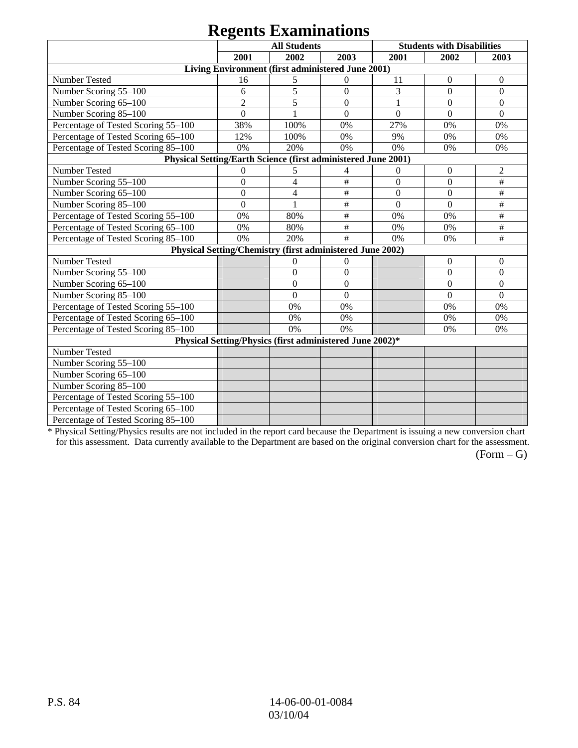# Regents Examinations

| | All Students | | | Students with Disabilities | | |
|---|---|---|---|---|---|---|
| | 2001 | 2002 | 2003 | 2001 | 2002 | 2003 |
| **Living Environment (first administered June 2001)** | | | | | | |
| Number Tested | 16 | 5 | 0 | 11 | 0 | 0 |
| Number Scoring 55–100 | 6 | 5 | 0 | 3 | 0 | 0 |
| Number Scoring 65–100 | 2 | 5 | 0 | 1 | 0 | 0 |
| Number Scoring 85–100 | 0 | 1 | 0 | 0 | 0 | 0 |
| Percentage of Tested Scoring 55–100 | 38% | 100% | 0% | 27% | 0% | 0% |
| Percentage of Tested Scoring 65–100 | 12% | 100% | 0% | 9% | 0% | 0% |
| Percentage of Tested Scoring 85–100 | 0% | 20% | 0% | 0% | 0% | 0% |
| **Physical Setting/Earth Science (first administered June 2001)** | | | | | | |
| Number Tested | 0 | 5 | 4 | 0 | 0 | 2 |
| Number Scoring 55–100 | 0 | 4 | # | 0 | 0 | # |
| Number Scoring 65–100 | 0 | 4 | # | 0 | 0 | # |
| Number Scoring 85–100 | 0 | 1 | # | 0 | 0 | # |
| Percentage of Tested Scoring 55–100 | 0% | 80% | # | 0% | 0% | # |
| Percentage of Tested Scoring 65–100 | 0% | 80% | # | 0% | 0% | # |
| Percentage of Tested Scoring 85–100 | 0% | 20% | # | 0% | 0% | # |
| **Physical Setting/Chemistry (first administered June 2002)** | | | | | | |
| Number Tested | | 0 | 0 | | 0 | 0 |
| Number Scoring 55–100 | | 0 | 0 | | 0 | 0 |
| Number Scoring 65–100 | | 0 | 0 | | 0 | 0 |
| Number Scoring 85–100 | | 0 | 0 | | 0 | 0 |
| Percentage of Tested Scoring 55–100 | | 0% | 0% | | 0% | 0% |
| Percentage of Tested Scoring 65–100 | | 0% | 0% | | 0% | 0% |
| Percentage of Tested Scoring 85–100 | | 0% | 0% | | 0% | 0% |
| **Physical Setting/Physics (first administered June 2002)*** | | | | | | |
| Number Tested | | | | | | |
| Number Scoring 55–100 | | | | | | |
| Number Scoring 65–100 | | | | | | |
| Number Scoring 85–100 | | | | | | |
| Percentage of Tested Scoring 55–100 | | | | | | |
| Percentage of Tested Scoring 65–100 | | | | | | |
| Percentage of Tested Scoring 85–100 | | | | | | |

* Physical Setting/Physics results are not included in the report card because the Department is issuing a new conversion chart for this assessment. Data currently available to the Department are based on the original conversion chart for the assessment.

(Form – G)

P.S. 84 14-06-00-01-0084 03/10/04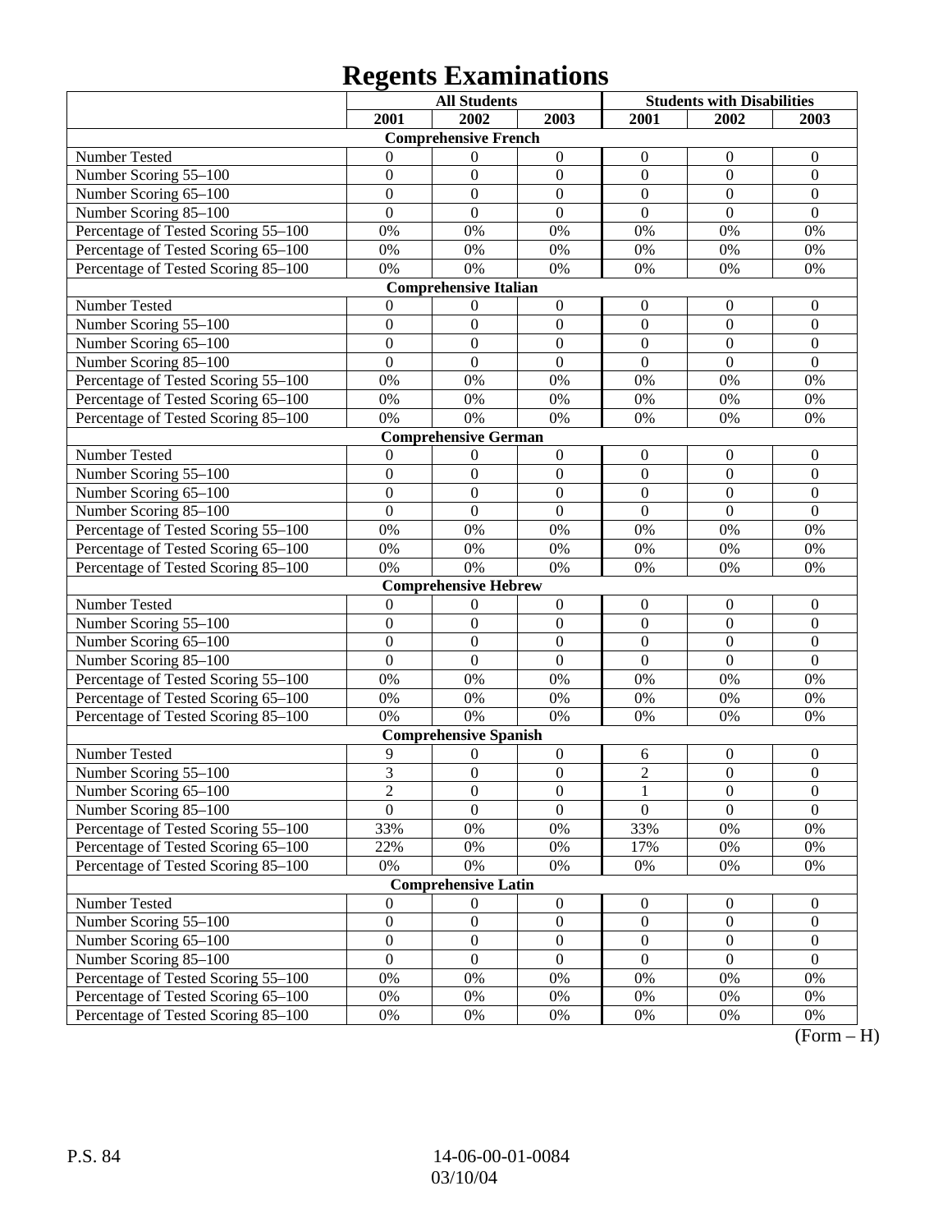# Regents Examinations

| | All Students | | | Students with Disabilities | | |
|---|---|---|---|---|---|---|
| | 2001 | 2002 | 2003 | 2001 | 2002 | 2003 |
| **Comprehensive French** | | | | | | |
| Number Tested | 0 | 0 | 0 | 0 | 0 | 0 |
| Number Scoring 55–100 | 0 | 0 | 0 | 0 | 0 | 0 |
| Number Scoring 65–100 | 0 | 0 | 0 | 0 | 0 | 0 |
| Number Scoring 85–100 | 0 | 0 | 0 | 0 | 0 | 0 |
| Percentage of Tested Scoring 55–100 | 0% | 0% | 0% | 0% | 0% | 0% |
| Percentage of Tested Scoring 65–100 | 0% | 0% | 0% | 0% | 0% | 0% |
| Percentage of Tested Scoring 85–100 | 0% | 0% | 0% | 0% | 0% | 0% |
| **Comprehensive Italian** | | | | | | |
| Number Tested | 0 | 0 | 0 | 0 | 0 | 0 |
| Number Scoring 55–100 | 0 | 0 | 0 | 0 | 0 | 0 |
| Number Scoring 65–100 | 0 | 0 | 0 | 0 | 0 | 0 |
| Number Scoring 85–100 | 0 | 0 | 0 | 0 | 0 | 0 |
| Percentage of Tested Scoring 55–100 | 0% | 0% | 0% | 0% | 0% | 0% |
| Percentage of Tested Scoring 65–100 | 0% | 0% | 0% | 0% | 0% | 0% |
| Percentage of Tested Scoring 85–100 | 0% | 0% | 0% | 0% | 0% | 0% |
| **Comprehensive German** | | | | | | |
| Number Tested | 0 | 0 | 0 | 0 | 0 | 0 |
| Number Scoring 55–100 | 0 | 0 | 0 | 0 | 0 | 0 |
| Number Scoring 65–100 | 0 | 0 | 0 | 0 | 0 | 0 |
| Number Scoring 85–100 | 0 | 0 | 0 | 0 | 0 | 0 |
| Percentage of Tested Scoring 55–100 | 0% | 0% | 0% | 0% | 0% | 0% |
| Percentage of Tested Scoring 65–100 | 0% | 0% | 0% | 0% | 0% | 0% |
| Percentage of Tested Scoring 85–100 | 0% | 0% | 0% | 0% | 0% | 0% |
| **Comprehensive Hebrew** | | | | | | |
| Number Tested | 0 | 0 | 0 | 0 | 0 | 0 |
| Number Scoring 55–100 | 0 | 0 | 0 | 0 | 0 | 0 |
| Number Scoring 65–100 | 0 | 0 | 0 | 0 | 0 | 0 |
| Number Scoring 85–100 | 0 | 0 | 0 | 0 | 0 | 0 |
| Percentage of Tested Scoring 55–100 | 0% | 0% | 0% | 0% | 0% | 0% |
| Percentage of Tested Scoring 65–100 | 0% | 0% | 0% | 0% | 0% | 0% |
| Percentage of Tested Scoring 85–100 | 0% | 0% | 0% | 0% | 0% | 0% |
| **Comprehensive Spanish** | | | | | | |
| Number Tested | 9 | 0 | 0 | 6 | 0 | 0 |
| Number Scoring 55–100 | 3 | 0 | 0 | 2 | 0 | 0 |
| Number Scoring 65–100 | 2 | 0 | 0 | 1 | 0 | 0 |
| Number Scoring 85–100 | 0 | 0 | 0 | 0 | 0 | 0 |
| Percentage of Tested Scoring 55–100 | 33% | 0% | 0% | 33% | 0% | 0% |
| Percentage of Tested Scoring 65–100 | 22% | 0% | 0% | 17% | 0% | 0% |
| Percentage of Tested Scoring 85–100 | 0% | 0% | 0% | 0% | 0% | 0% |
| **Comprehensive Latin** | | | | | | |
| Number Tested | 0 | 0 | 0 | 0 | 0 | 0 |
| Number Scoring 55–100 | 0 | 0 | 0 | 0 | 0 | 0 |
| Number Scoring 65–100 | 0 | 0 | 0 | 0 | 0 | 0 |
| Number Scoring 85–100 | 0 | 0 | 0 | 0 | 0 | 0 |
| Percentage of Tested Scoring 55–100 | 0% | 0% | 0% | 0% | 0% | 0% |
| Percentage of Tested Scoring 65–100 | 0% | 0% | 0% | 0% | 0% | 0% |
| Percentage of Tested Scoring 85–100 | 0% | 0% | 0% | 0% | 0% | 0% |

(Form – H)

P.S. 84 14-06-00-01-0084 03/10/04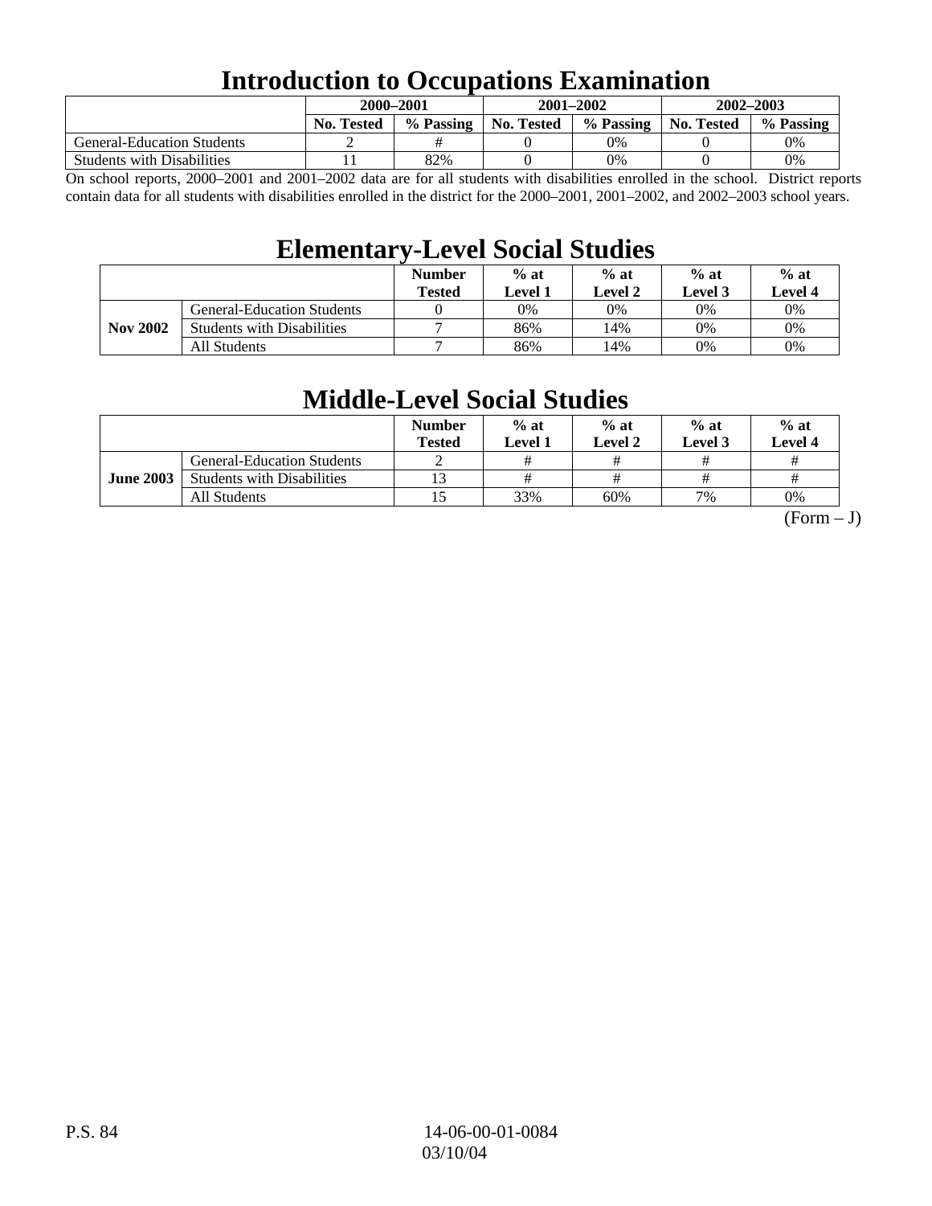# Introduction to Occupations Examination

| | 2000–2001 | | 2001–2002 | | 2002–2003 | |
|---|---|---|---|---|---|---|
| | No. Tested | % Passing | No. Tested | % Passing | No. Tested | % Passing |
| General-Education Students | 2 | # | 0 | 0% | 0 | 0% |
| Students with Disabilities | 11 | 82% | 0 | 0% | 0 | 0% |

On school reports, 2000–2001 and 2001–2002 data are for all students with disabilities enrolled in the school. District reports contain data for all students with disabilities enrolled in the district for the 2000–2001, 2001–2002, and 2002–2003 school years.

# Elementary-Level Social Studies

| | | Number Tested | % at Level 1 | % at Level 2 | % at Level 3 | % at Level 4 |
|---|---|---|---|---|---|---|
| Nov 2002 | General-Education Students | 0 | 0% | 0% | 0% | 0% |
| | Students with Disabilities | 7 | 86% | 14% | 0% | 0% |
| | All Students | 7 | 86% | 14% | 0% | 0% |

# Middle-Level Social Studies

| | | Number Tested | % at Level 1 | % at Level 2 | % at Level 3 | % at Level 4 |
|---|---|---|---|---|---|---|
| June 2003 | General-Education Students | 2 | # | # | # | # |
| | Students with Disabilities | 13 | # | # | # | # |
| | All Students | 15 | 33% | 60% | 7% | 0% |

(Form – J)

P.S. 84 14-06-00-01-0084 03/10/04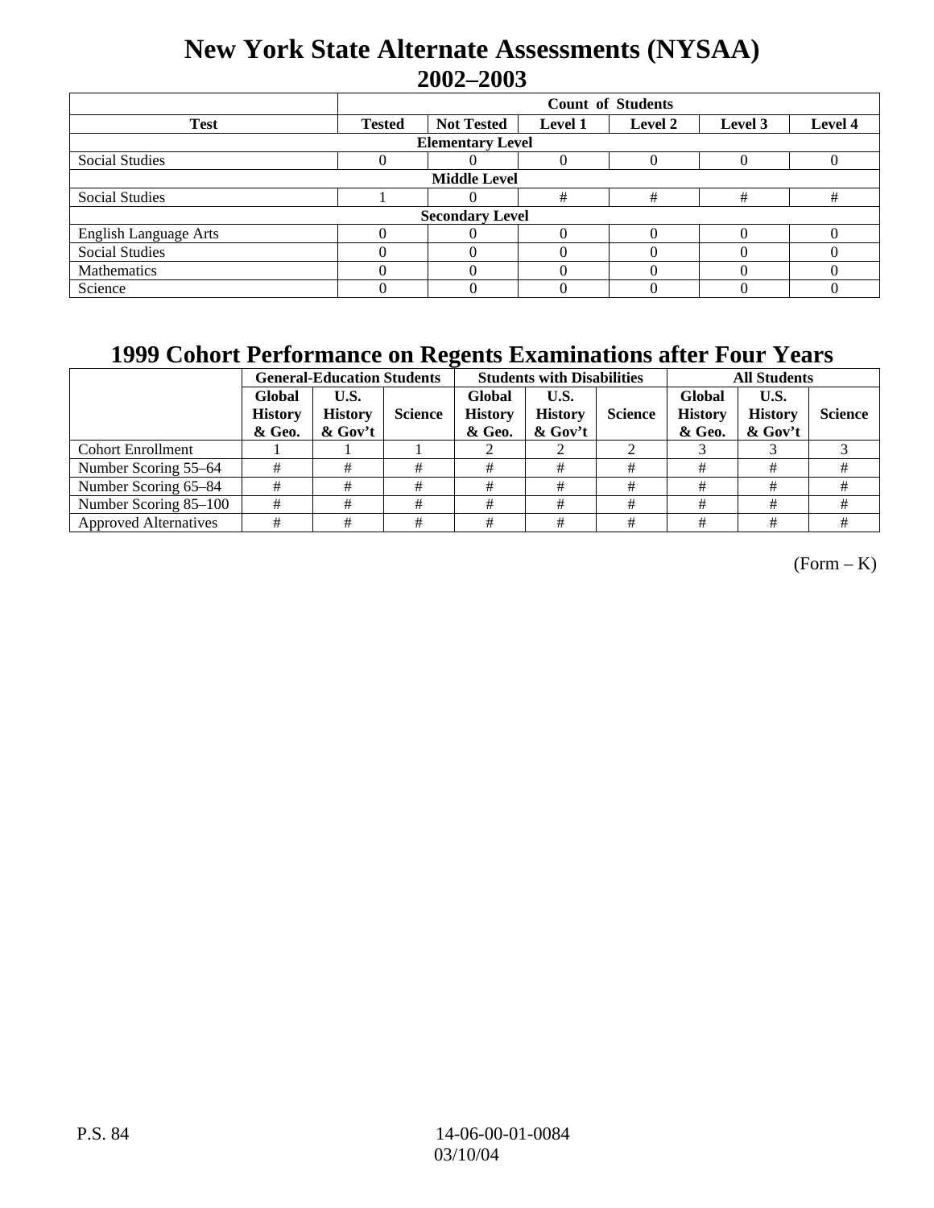# New York State Alternate Assessments (NYSAA)

## 2002–2003

| | Count of Students | | | | | |
|---|---|---|---|---|---|---|
| **Test** | **Tested** | **Not Tested** | **Level 1** | **Level 2** | **Level 3** | **Level 4** |
| **Elementary Level** | | | | | | |
| Social Studies | 0 | 0 | 0 | 0 | 0 | 0 |
| **Middle Level** | | | | | | |
| Social Studies | 1 | 0 | # | # | # | # |
| **Secondary Level** | | | | | | |
| English Language Arts | 0 | 0 | 0 | 0 | 0 | 0 |
| Social Studies | 0 | 0 | 0 | 0 | 0 | 0 |
| Mathematics | 0 | 0 | 0 | 0 | 0 | 0 |
| Science | 0 | 0 | 0 | 0 | 0 | 0 |

# 1999 Cohort Performance on Regents Examinations after Four Years

| | General-Education Students | | | Students with Disabilities | | | All Students | | |
|---|---|---|---|---|---|---|---|---|---|
| | **Global History & Geo.** | **U.S. History & Gov't** | **Science** | **Global History & Geo.** | **U.S. History & Gov't** | **Science** | **Global History & Geo.** | **U.S. History & Gov't** | **Science** |
| Cohort Enrollment | 1 | 1 | 1 | 2 | 2 | 2 | 3 | 3 | 3 |
| Number Scoring 55–64 | # | # | # | # | # | # | # | # | # |
| Number Scoring 65–84 | # | # | # | # | # | # | # | # | # |
| Number Scoring 85–100 | # | # | # | # | # | # | # | # | # |
| Approved Alternatives | # | # | # | # | # | # | # | # | # |

(Form – K)

P.S. 84

14-06-00-01-0084
03/10/04